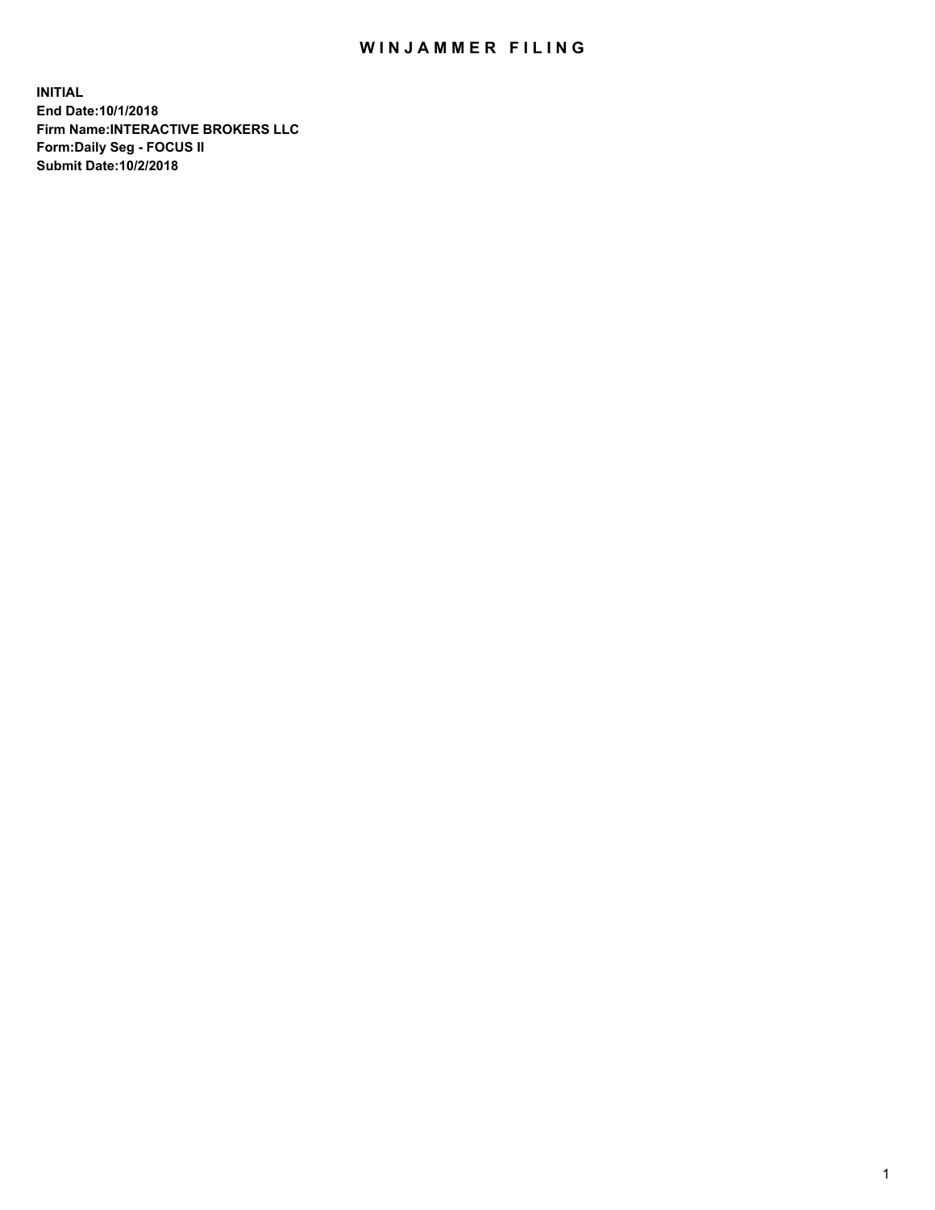# WINJAMMER FILING

**INITIAL**
**End Date:10/1/2018**
**Firm Name:INTERACTIVE BROKERS LLC**
**Form:Daily Seg - FOCUS II**
**Submit Date:10/2/2018**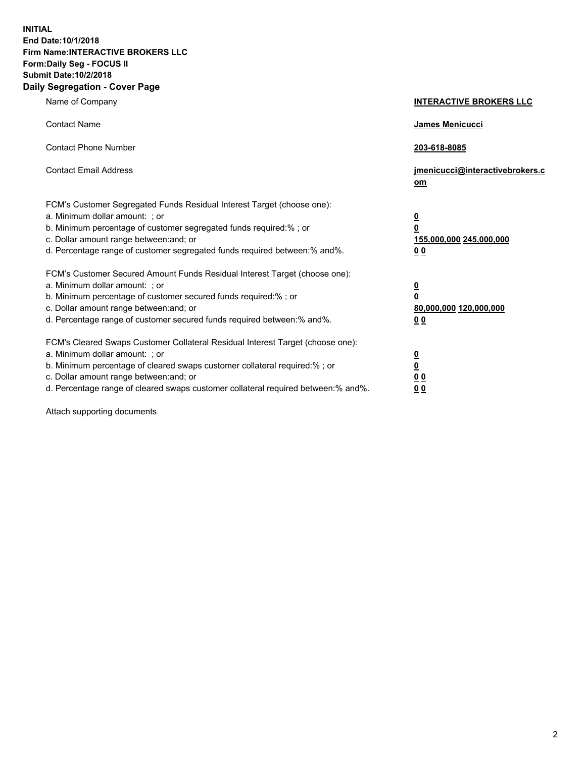**INITIAL**
**End Date:10/1/2018**
**Firm Name:INTERACTIVE BROKERS LLC**
**Form:Daily Seg - FOCUS II**
**Submit Date:10/2/2018**

## Daily Segregation - Cover Page

| | |
|---|---|
| Name of Company | **INTERACTIVE BROKERS LLC** |
| Contact Name | **James Menicucci** |
| Contact Phone Number | **203-618-8085** |
| Contact Email Address | **jmenicucci@interactivebrokers.com** |

FCM's Customer Segregated Funds Residual Interest Target (choose one):

| | |
|---|---|
| a. Minimum dollar amount: ; or | **0** |
| b. Minimum percentage of customer segregated funds required:% ; or | **0** |
| c. Dollar amount range between:and; or | **155,000,000 245,000,000** |
| d. Percentage range of customer segregated funds required between:% and%. | **0 0** |

FCM's Customer Secured Amount Funds Residual Interest Target (choose one):

| | |
|---|---|
| a. Minimum dollar amount: ; or | **0** |
| b. Minimum percentage of customer secured funds required:% ; or | **0** |
| c. Dollar amount range between:and; or | **80,000,000 120,000,000** |
| d. Percentage range of customer secured funds required between:% and%. | **0 0** |

FCM's Cleared Swaps Customer Collateral Residual Interest Target (choose one):

| | |
|---|---|
| a. Minimum dollar amount: ; or | **0** |
| b. Minimum percentage of cleared swaps customer collateral required:% ; or | **0** |
| c. Dollar amount range between:and; or | **0 0** |
| d. Percentage range of cleared swaps customer collateral required between:% and%. | **0 0** |

Attach supporting documents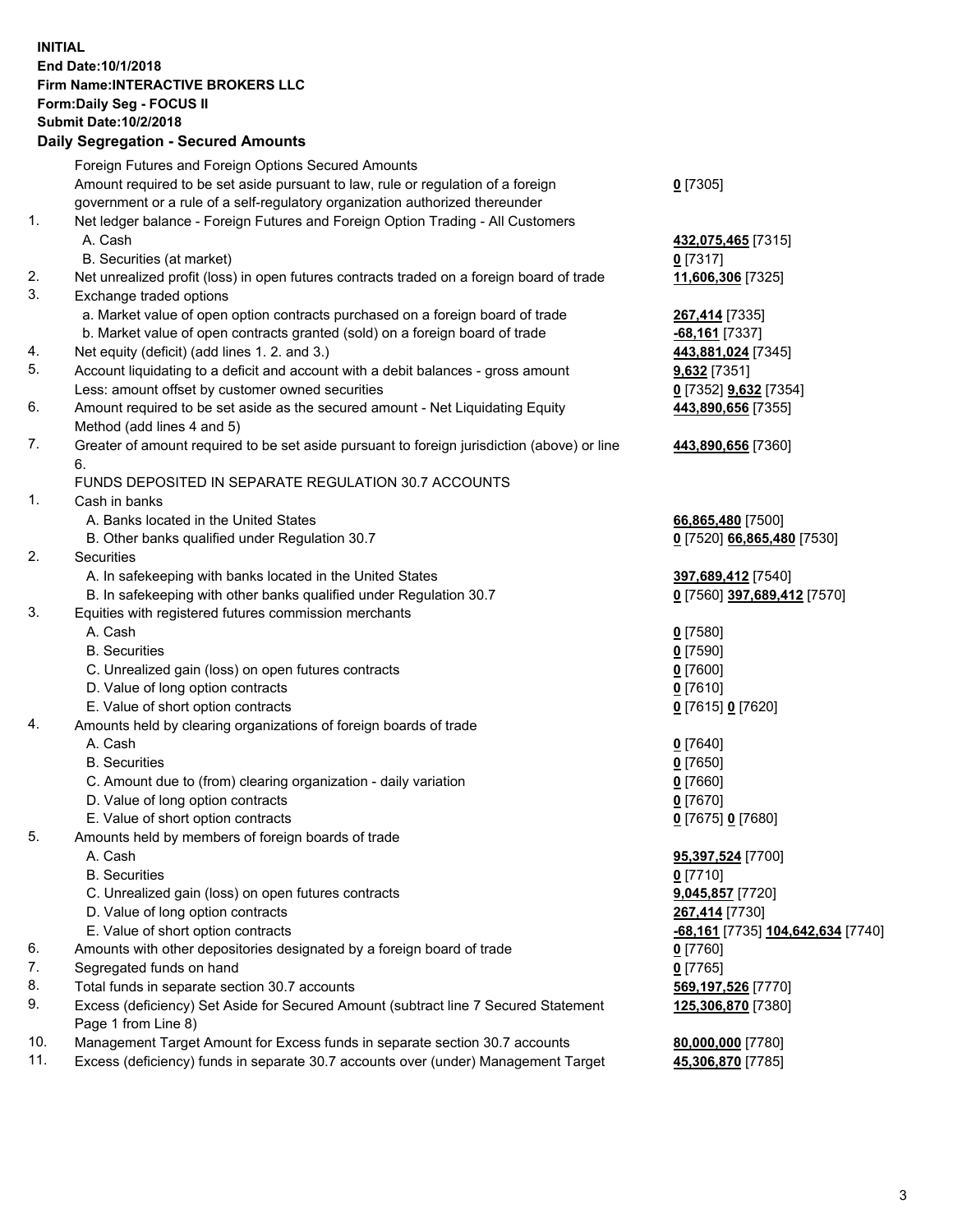**INITIAL**
**End Date:10/1/2018**
**Firm Name:INTERACTIVE BROKERS LLC**
**Form:Daily Seg - FOCUS II**
**Submit Date:10/2/2018**
**Daily Segregation - Secured Amounts**

| | | |
|---|---|---|
| | Foreign Futures and Foreign Options Secured Amounts | |
| | Amount required to be set aside pursuant to law, rule or regulation of a foreign government or a rule of a self-regulatory organization authorized thereunder | **0** [7305] |
| 1. | Net ledger balance - Foreign Futures and Foreign Option Trading - All Customers | |
| | A. Cash | **432,075,465** [7315] |
| | B. Securities (at market) | **0** [7317] |
| 2. | Net unrealized profit (loss) in open futures contracts traded on a foreign board of trade | **11,606,306** [7325] |
| 3. | Exchange traded options | |
| | a. Market value of open option contracts purchased on a foreign board of trade | **267,414** [7335] |
| | b. Market value of open contracts granted (sold) on a foreign board of trade | **-68,161** [7337] |
| 4. | Net equity (deficit) (add lines 1. 2. and 3.) | **443,881,024** [7345] |
| 5. | Account liquidating to a deficit and account with a debit balances - gross amount | **9,632** [7351] |
| | Less: amount offset by customer owned securities | **0** [7352] **9,632** [7354] |
| 6. | Amount required to be set aside as the secured amount - Net Liquidating Equity Method (add lines 4 and 5) | **443,890,656** [7355] |
| 7. | Greater of amount required to be set aside pursuant to foreign jurisdiction (above) or line 6. | **443,890,656** [7360] |
| | FUNDS DEPOSITED IN SEPARATE REGULATION 30.7 ACCOUNTS | |
| 1. | Cash in banks | |
| | A. Banks located in the United States | **66,865,480** [7500] |
| | B. Other banks qualified under Regulation 30.7 | **0** [7520] **66,865,480** [7530] |
| 2. | Securities | |
| | A. In safekeeping with banks located in the United States | **397,689,412** [7540] |
| | B. In safekeeping with other banks qualified under Regulation 30.7 | **0** [7560] **397,689,412** [7570] |
| 3. | Equities with registered futures commission merchants | |
| | A. Cash | **0** [7580] |
| | B. Securities | **0** [7590] |
| | C. Unrealized gain (loss) on open futures contracts | **0** [7600] |
| | D. Value of long option contracts | **0** [7610] |
| | E. Value of short option contracts | **0** [7615] **0** [7620] |
| 4. | Amounts held by clearing organizations of foreign boards of trade | |
| | A. Cash | **0** [7640] |
| | B. Securities | **0** [7650] |
| | C. Amount due to (from) clearing organization - daily variation | **0** [7660] |
| | D. Value of long option contracts | **0** [7670] |
| | E. Value of short option contracts | **0** [7675] **0** [7680] |
| 5. | Amounts held by members of foreign boards of trade | |
| | A. Cash | **95,397,524** [7700] |
| | B. Securities | **0** [7710] |
| | C. Unrealized gain (loss) on open futures contracts | **9,045,857** [7720] |
| | D. Value of long option contracts | **267,414** [7730] |
| | E. Value of short option contracts | **-68,161** [7735] **104,642,634** [7740] |
| 6. | Amounts with other depositories designated by a foreign board of trade | **0** [7760] |
| 7. | Segregated funds on hand | **0** [7765] |
| 8. | Total funds in separate section 30.7 accounts | **569,197,526** [7770] |
| 9. | Excess (deficiency) Set Aside for Secured Amount (subtract line 7 Secured Statement Page 1 from Line 8) | **125,306,870** [7380] |
| 10. | Management Target Amount for Excess funds in separate section 30.7 accounts | **80,000,000** [7780] |
| 11. | Excess (deficiency) funds in separate 30.7 accounts over (under) Management Target | **45,306,870** [7785] |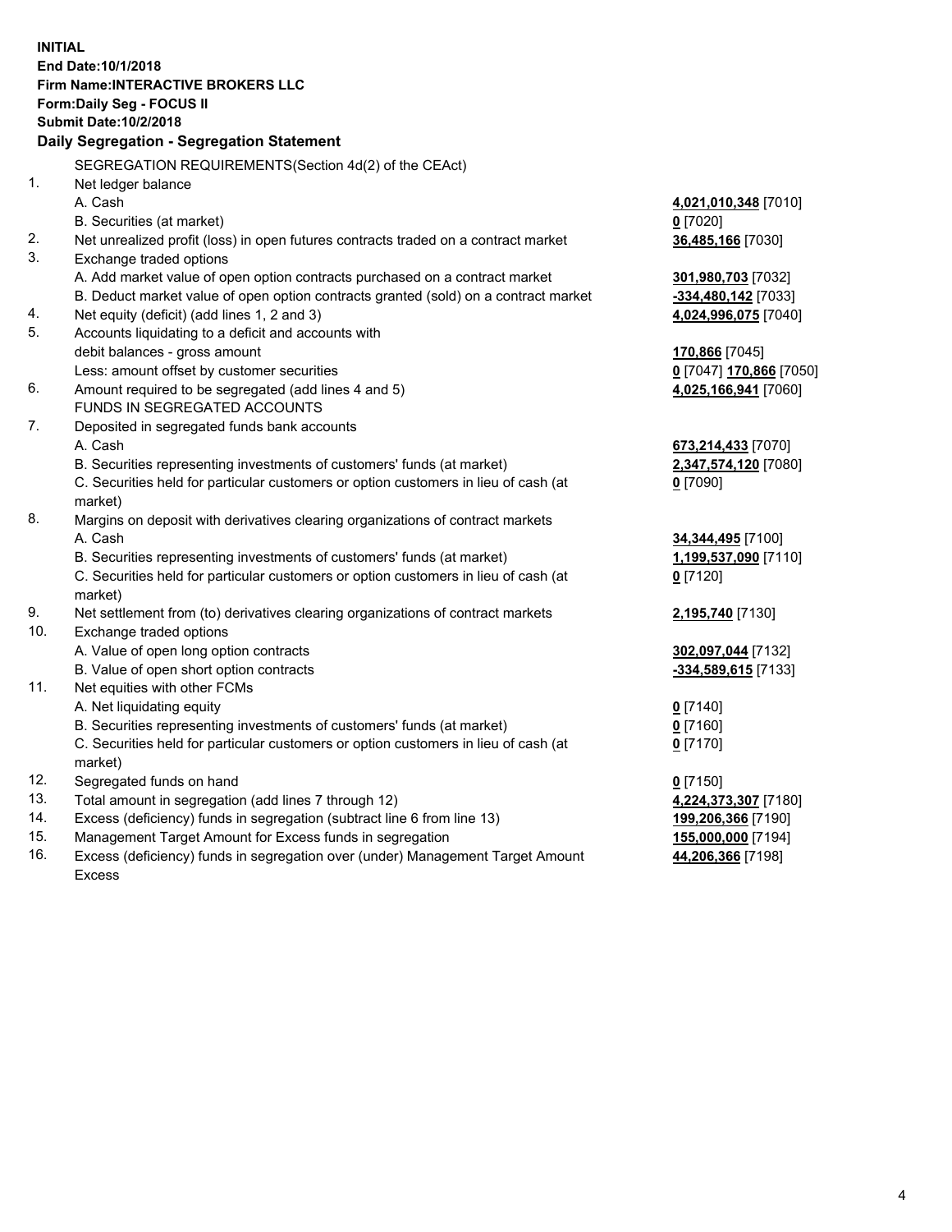**INITIAL**
**End Date:10/1/2018**
**Firm Name:INTERACTIVE BROKERS LLC**
**Form:Daily Seg - FOCUS II**
**Submit Date:10/2/2018**

### Daily Segregation - Segregation Statement

SEGREGATION REQUIREMENTS(Section 4d(2) of the CEAct)

| | | |
|---|---|---|
| 1. | Net ledger balance | |
| | A. Cash | **4,021,010,348** [7010] |
| | B. Securities (at market) | **0** [7020] |
| 2. | Net unrealized profit (loss) in open futures contracts traded on a contract market | **36,485,166** [7030] |
| 3. | Exchange traded options | |
| | A. Add market value of open option contracts purchased on a contract market | **301,980,703** [7032] |
| | B. Deduct market value of open option contracts granted (sold) on a contract market | **-334,480,142** [7033] |
| 4. | Net equity (deficit) (add lines 1, 2 and 3) | **4,024,996,075** [7040] |
| 5. | Accounts liquidating to a deficit and accounts with debit balances - gross amount | **170,866** [7045] |
| | Less: amount offset by customer securities | **0** [7047] **170,866** [7050] |
| 6. | Amount required to be segregated (add lines 4 and 5) | **4,025,166,941** [7060] |
| | FUNDS IN SEGREGATED ACCOUNTS | |
| 7. | Deposited in segregated funds bank accounts | |
| | A. Cash | **673,214,433** [7070] |
| | B. Securities representing investments of customers' funds (at market) | **2,347,574,120** [7080] |
| | C. Securities held for particular customers or option customers in lieu of cash (at market) | **0** [7090] |
| 8. | Margins on deposit with derivatives clearing organizations of contract markets | |
| | A. Cash | **34,344,495** [7100] |
| | B. Securities representing investments of customers' funds (at market) | **1,199,537,090** [7110] |
| | C. Securities held for particular customers or option customers in lieu of cash (at market) | **0** [7120] |
| 9. | Net settlement from (to) derivatives clearing organizations of contract markets | **2,195,740** [7130] |
| 10. | Exchange traded options | |
| | A. Value of open long option contracts | **302,097,044** [7132] |
| | B. Value of open short option contracts | **-334,589,615** [7133] |
| 11. | Net equities with other FCMs | |
| | A. Net liquidating equity | **0** [7140] |
| | B. Securities representing investments of customers' funds (at market) | **0** [7160] |
| | C. Securities held for particular customers or option customers in lieu of cash (at market) | **0** [7170] |
| 12. | Segregated funds on hand | **0** [7150] |
| 13. | Total amount in segregation (add lines 7 through 12) | **4,224,373,307** [7180] |
| 14. | Excess (deficiency) funds in segregation (subtract line 6 from line 13) | **199,206,366** [7190] |
| 15. | Management Target Amount for Excess funds in segregation | **155,000,000** [7194] |
| 16. | Excess (deficiency) funds in segregation over (under) Management Target Amount Excess | **44,206,366** [7198] |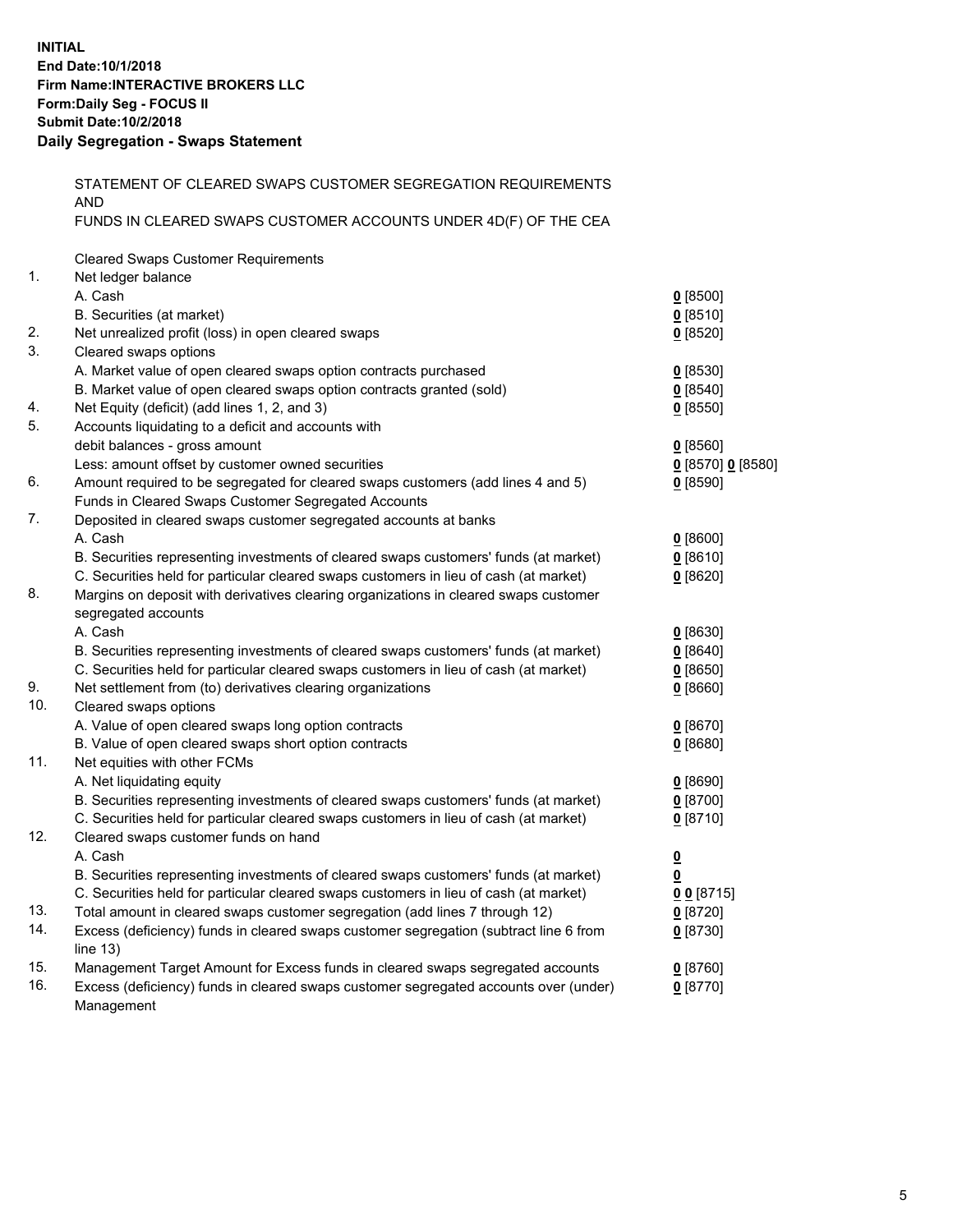**INITIAL**
**End Date:10/1/2018**
**Firm Name:INTERACTIVE BROKERS LLC**
**Form:Daily Seg - FOCUS II**
**Submit Date:10/2/2018**
**Daily Segregation - Swaps Statement**

STATEMENT OF CLEARED SWAPS CUSTOMER SEGREGATION REQUIREMENTS AND FUNDS IN CLEARED SWAPS CUSTOMER ACCOUNTS UNDER 4D(F) OF THE CEA

| | | |
|---|---|---|
| | Cleared Swaps Customer Requirements | |
| 1. | Net ledger balance | |
| | A. Cash | 0 [8500] |
| | B. Securities (at market) | 0 [8510] |
| 2. | Net unrealized profit (loss) in open cleared swaps | 0 [8520] |
| 3. | Cleared swaps options | |
| | A. Market value of open cleared swaps option contracts purchased | 0 [8530] |
| | B. Market value of open cleared swaps option contracts granted (sold) | 0 [8540] |
| 4. | Net Equity (deficit) (add lines 1, 2, and 3) | 0 [8550] |
| 5. | Accounts liquidating to a deficit and accounts with | |
| | debit balances - gross amount | 0 [8560] |
| | Less: amount offset by customer owned securities | 0 [8570] 0 [8580] |
| 6. | Amount required to be segregated for cleared swaps customers (add lines 4 and 5) | 0 [8590] |
| | Funds in Cleared Swaps Customer Segregated Accounts | |
| 7. | Deposited in cleared swaps customer segregated accounts at banks | |
| | A. Cash | 0 [8600] |
| | B. Securities representing investments of cleared swaps customers' funds (at market) | 0 [8610] |
| | C. Securities held for particular cleared swaps customers in lieu of cash (at market) | 0 [8620] |
| 8. | Margins on deposit with derivatives clearing organizations in cleared swaps customer segregated accounts | |
| | A. Cash | 0 [8630] |
| | B. Securities representing investments of cleared swaps customers' funds (at market) | 0 [8640] |
| | C. Securities held for particular cleared swaps customers in lieu of cash (at market) | 0 [8650] |
| 9. | Net settlement from (to) derivatives clearing organizations | 0 [8660] |
| 10. | Cleared swaps options | |
| | A. Value of open cleared swaps long option contracts | 0 [8670] |
| | B. Value of open cleared swaps short option contracts | 0 [8680] |
| 11. | Net equities with other FCMs | |
| | A. Net liquidating equity | 0 [8690] |
| | B. Securities representing investments of cleared swaps customers' funds (at market) | 0 [8700] |
| | C. Securities held for particular cleared swaps customers in lieu of cash (at market) | 0 [8710] |
| 12. | Cleared swaps customer funds on hand | |
| | A. Cash | 0 |
| | B. Securities representing investments of cleared swaps customers' funds (at market) | 0 |
| | C. Securities held for particular cleared swaps customers in lieu of cash (at market) | 0 0 [8715] |
| 13. | Total amount in cleared swaps customer segregation (add lines 7 through 12) | 0 [8720] |
| 14. | Excess (deficiency) funds in cleared swaps customer segregation (subtract line 6 from line 13) | 0 [8730] |
| 15. | Management Target Amount for Excess funds in cleared swaps segregated accounts | 0 [8760] |
| 16. | Excess (deficiency) funds in cleared swaps customer segregated accounts over (under) Management | 0 [8770] |